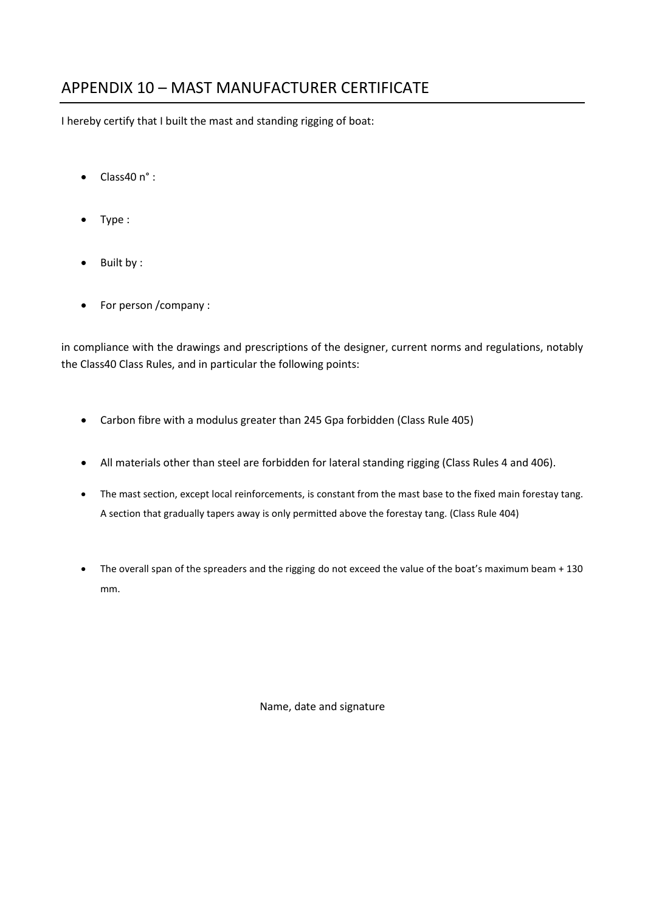# APPENDIX 10 – MAST MANUFACTURER CERTIFICATE

I hereby certify that I built the mast and standing rigging of boat:

- Class40 n° :
- Type :
- Built by :
- For person /company :

in compliance with the drawings and prescriptions of the designer, current norms and regulations, notably the Class40 Class Rules, and in particular the following points:

- Carbon fibre with a modulus greater than 245 Gpa forbidden (Class Rule 405)
- All materials other than steel are forbidden for lateral standing rigging (Class Rules 4 and 406).
- The mast section, except local reinforcements, is constant from the mast base to the fixed main forestay tang. A section that gradually tapers away is only permitted above the forestay tang. (Class Rule 404)
- The overall span of the spreaders and the rigging do not exceed the value of the boat's maximum beam + 130 mm.

Name, date and signature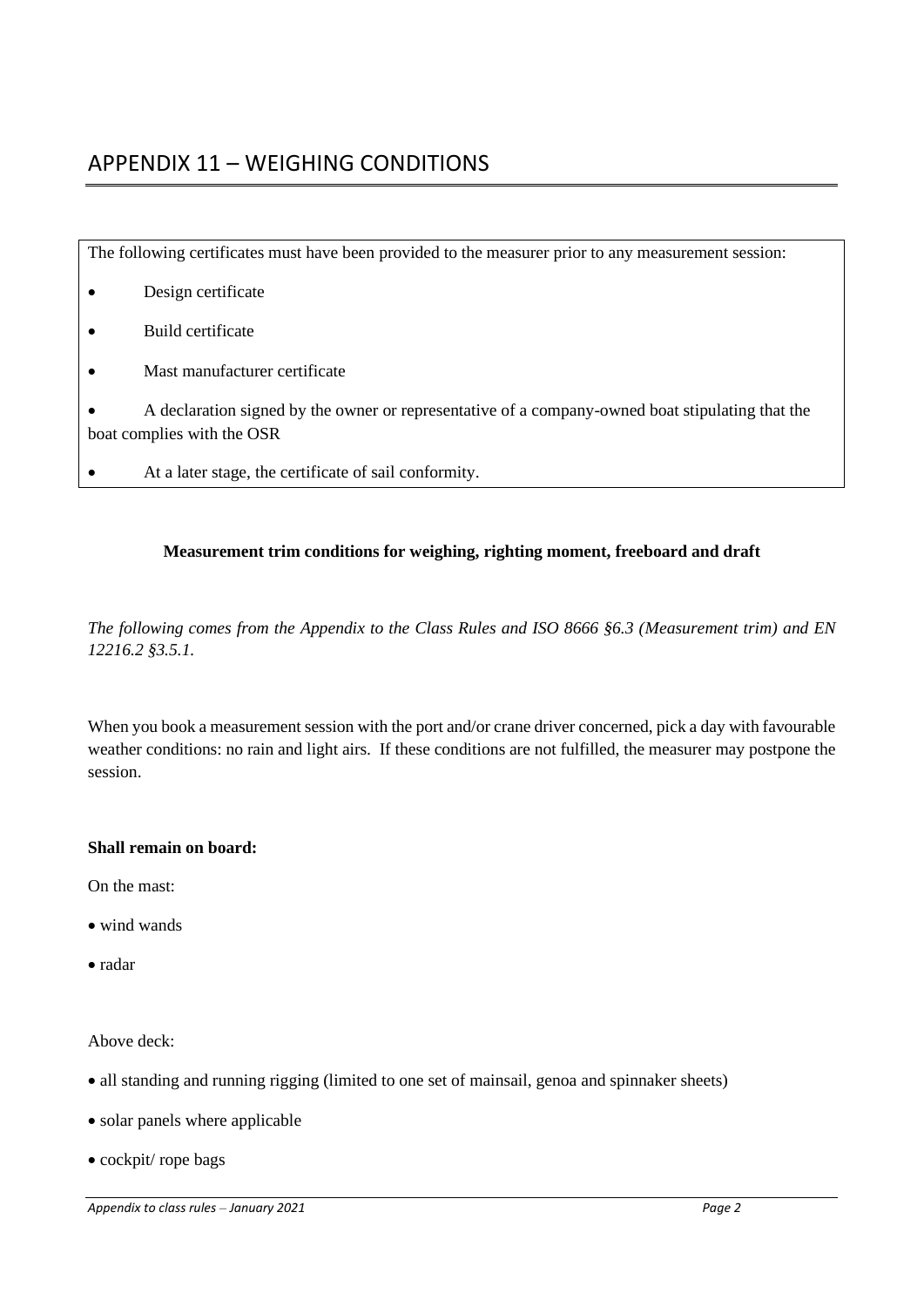## APPENDIX 11 – WEIGHING CONDITIONS

The following certificates must have been provided to the measurer prior to any measurement session:

- Design certificate
- Build certificate
- Mast manufacturer certificate
- A declaration signed by the owner or representative of a company-owned boat stipulating that the boat complies with the OSR
- At a later stage, the certificate of sail conformity.

**Measurement trim conditions for weighing, righting moment, freeboard and draft**

*The following comes from the Appendix to the Class Rules and ISO 8666 §6.3 (Measurement trim) and EN 12216.2 §3.5.1.*

When you book a measurement session with the port and/or crane driver concerned, pick a day with favourable weather conditions: no rain and light airs. If these conditions are not fulfilled, the measurer may postpone the session.

**Shall remain on board:**

On the mast:

- wind wands
- radar

Above deck:

- all standing and running rigging (limited to one set of mainsail, genoa and spinnaker sheets)
- solar panels where applicable
- cockpit/ rope bags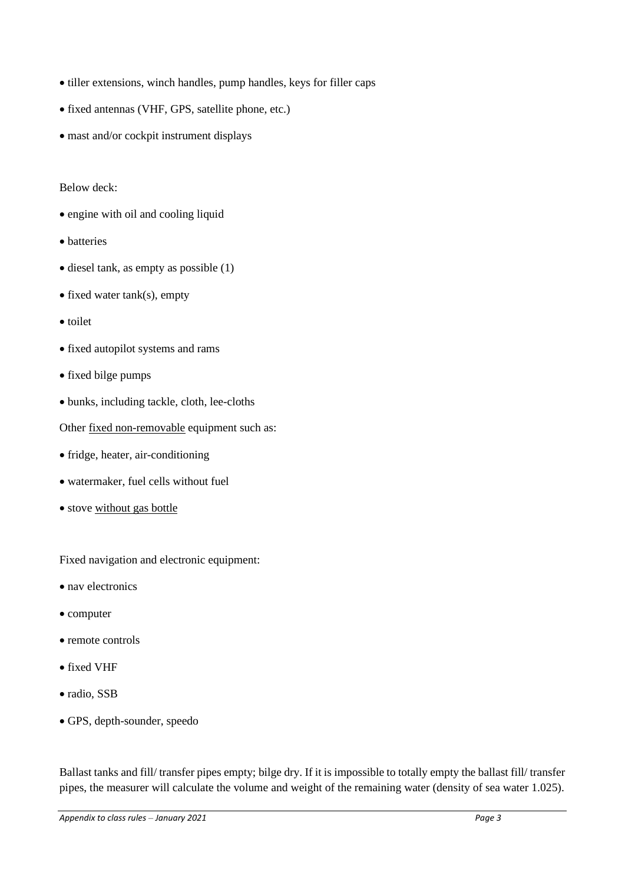- tiller extensions, winch handles, pump handles, keys for filler caps
- fixed antennas (VHF, GPS, satellite phone, etc.)
- mast and/or cockpit instrument displays

Below deck:

- engine with oil and cooling liquid
- batteries
- diesel tank, as empty as possible (1)
- fixed water tank(s), empty
- toilet
- fixed autopilot systems and rams
- fixed bilge pumps
- bunks, including tackle, cloth, lee-cloths

Other <u>fixed non-removable</u> equipment such as:

- fridge, heater, air-conditioning
- watermaker, fuel cells without fuel
- stove <u>without gas bottle</u>

Fixed navigation and electronic equipment:

- nav electronics
- computer
- remote controls
- fixed VHF
- radio, SSB
- GPS, depth-sounder, speedo

Ballast tanks and fill/ transfer pipes empty; bilge dry. If it is impossible to totally empty the ballast fill/ transfer pipes, the measurer will calculate the volume and weight of the remaining water (density of sea water 1.025).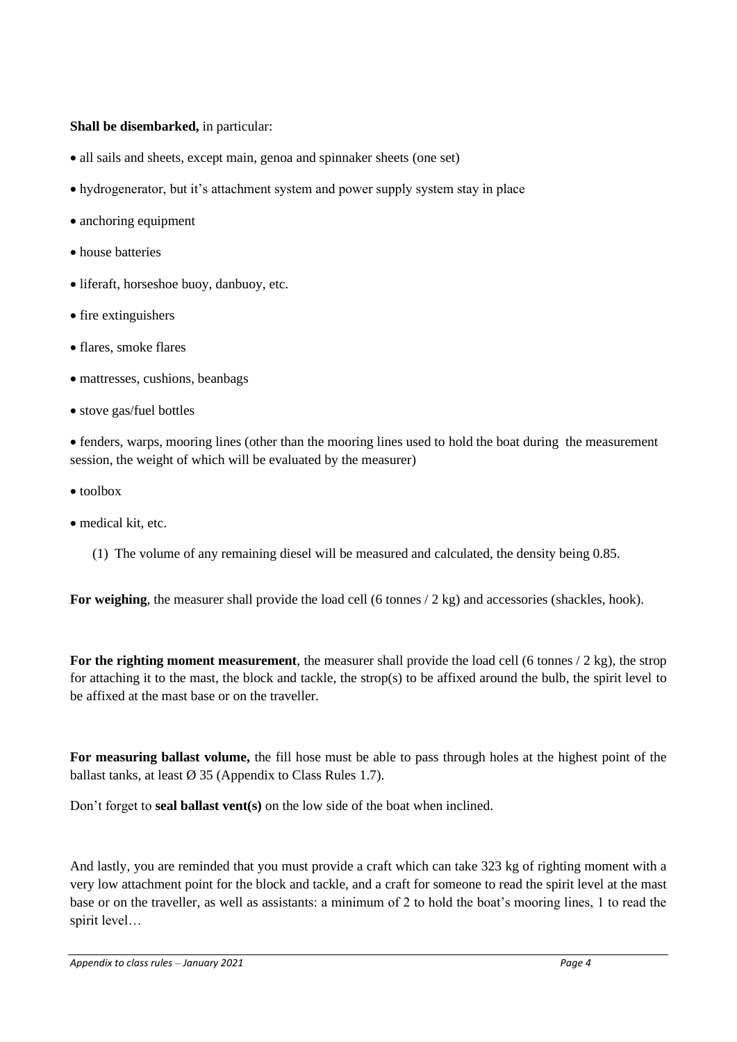**Shall be disembarked,** in particular:

- all sails and sheets, except main, genoa and spinnaker sheets (one set)
- hydrogenerator, but it's attachment system and power supply system stay in place
- anchoring equipment
- house batteries
- liferaft, horseshoe buoy, danbuoy, etc.
- fire extinguishers
- flares, smoke flares
- mattresses, cushions, beanbags
- stove gas/fuel bottles
- fenders, warps, mooring lines (other than the mooring lines used to hold the boat during the measurement session, the weight of which will be evaluated by the measurer)
- toolbox
- medical kit, etc.

(1) The volume of any remaining diesel will be measured and calculated, the density being 0.85.

**For weighing**, the measurer shall provide the load cell (6 tonnes / 2 kg) and accessories (shackles, hook).

**For the righting moment measurement**, the measurer shall provide the load cell (6 tonnes / 2 kg), the strop for attaching it to the mast, the block and tackle, the strop(s) to be affixed around the bulb, the spirit level to be affixed at the mast base or on the traveller.

**For measuring ballast volume,** the fill hose must be able to pass through holes at the highest point of the ballast tanks, at least Ø 35 (Appendix to Class Rules 1.7).

Don't forget to **seal ballast vent(s)** on the low side of the boat when inclined.

And lastly, you are reminded that you must provide a craft which can take 323 kg of righting moment with a very low attachment point for the block and tackle, and a craft for someone to read the spirit level at the mast base or on the traveller, as well as assistants: a minimum of 2 to hold the boat's mooring lines, 1 to read the spirit level…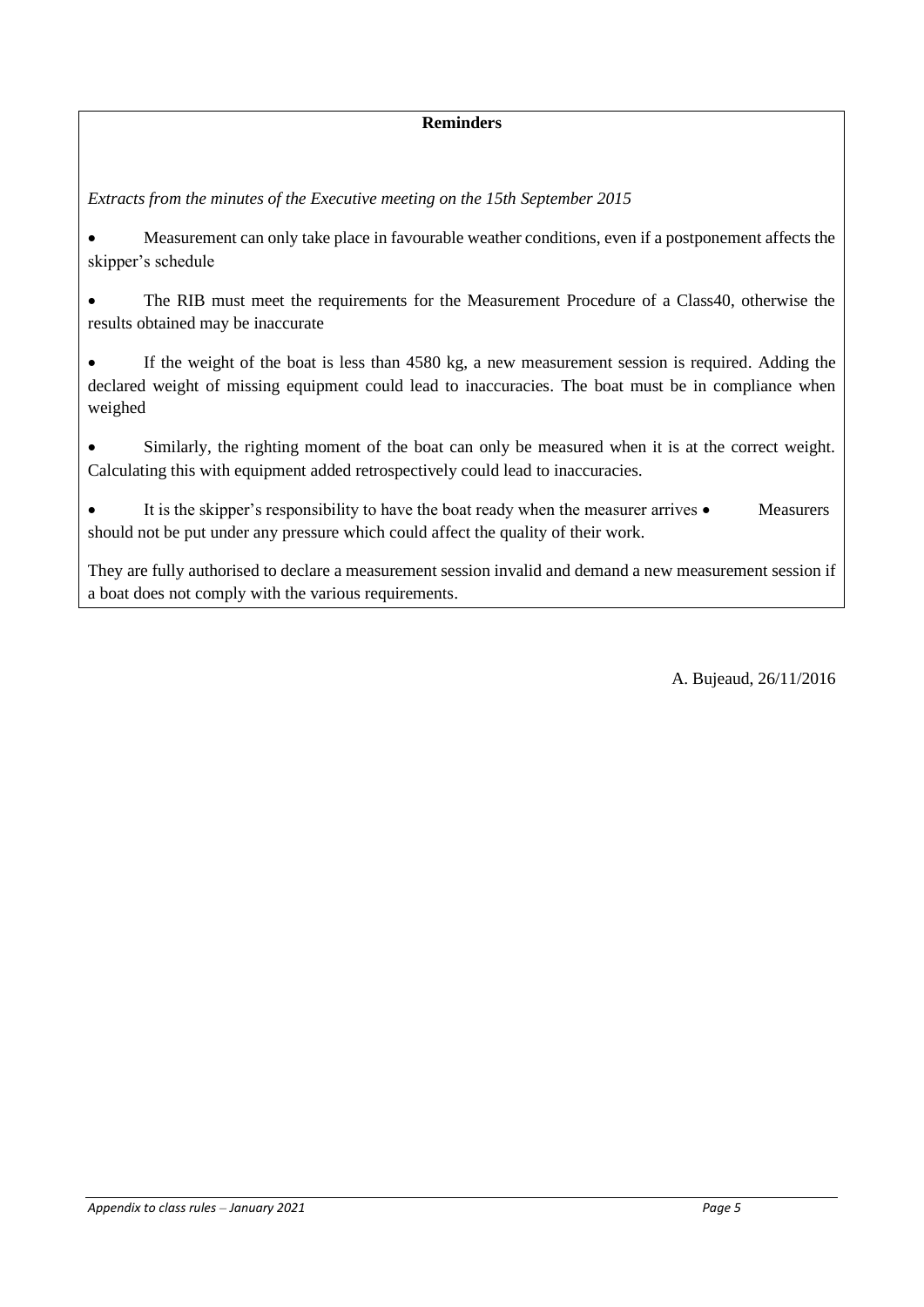**Reminders**

*Extracts from the minutes of the Executive meeting on the 15th September 2015*

- Measurement can only take place in favourable weather conditions, even if a postponement affects the skipper's schedule
- The RIB must meet the requirements for the Measurement Procedure of a Class40, otherwise the results obtained may be inaccurate
- If the weight of the boat is less than 4580 kg, a new measurement session is required. Adding the declared weight of missing equipment could lead to inaccuracies. The boat must be in compliance when weighed
- Similarly, the righting moment of the boat can only be measured when it is at the correct weight. Calculating this with equipment added retrospectively could lead to inaccuracies.
- It is the skipper's responsibility to have the boat ready when the measurer arrives
- Measurers should not be put under any pressure which could affect the quality of their work.

They are fully authorised to declare a measurement session invalid and demand a new measurement session if a boat does not comply with the various requirements.

A. Bujeaud, 26/11/2016